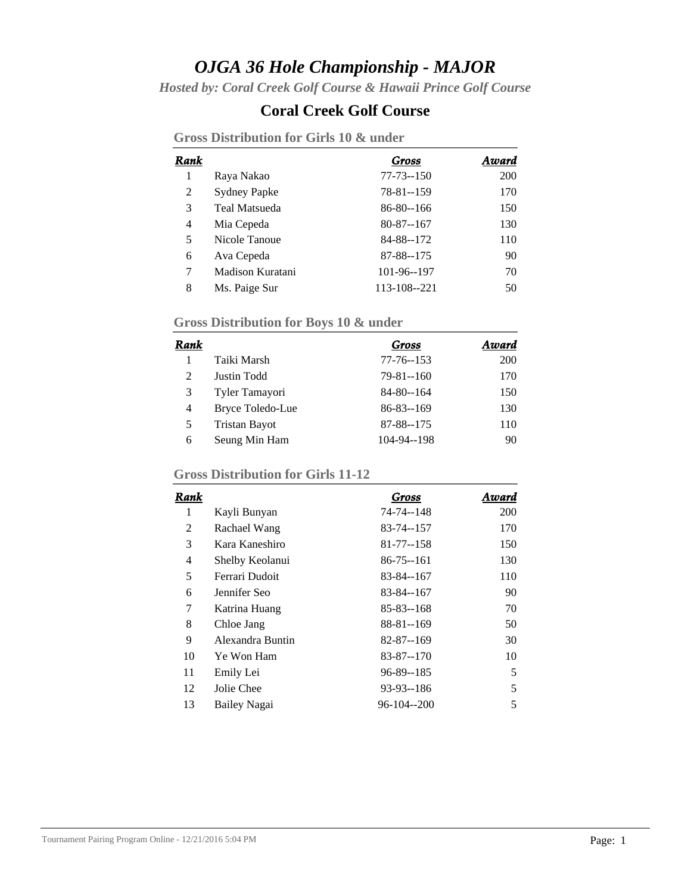# *OJGA 36 Hole Championship - MAJOR*

*Hosted by: Coral Creek Golf Course & Hawaii Prince Golf Course*

## Coral Creek Golf Course

### Gross Distribution for Girls 10 & under

| Rank | | Gross | Award |
|---|---|---|---|
| 1 | Raya Nakao | 77-73--150 | 200 |
| 2 | Sydney Papke | 78-81--159 | 170 |
| 3 | Teal Matsueda | 86-80--166 | 150 |
| 4 | Mia Cepeda | 80-87--167 | 130 |
| 5 | Nicole Tanoue | 84-88--172 | 110 |
| 6 | Ava Cepeda | 87-88--175 | 90 |
| 7 | Madison Kuratani | 101-96--197 | 70 |
| 8 | Ms. Paige Sur | 113-108--221 | 50 |

### Gross Distribution for Boys 10 & under

| Rank | | Gross | Award |
|---|---|---|---|
| 1 | Taiki Marsh | 77-76--153 | 200 |
| 2 | Justin Todd | 79-81--160 | 170 |
| 3 | Tyler Tamayori | 84-80--164 | 150 |
| 4 | Bryce Toledo-Lue | 86-83--169 | 130 |
| 5 | Tristan Bayot | 87-88--175 | 110 |
| 6 | Seung Min Ham | 104-94--198 | 90 |

### Gross Distribution for Girls 11-12

| Rank | | Gross | Award |
|---|---|---|---|
| 1 | Kayli Bunyan | 74-74--148 | 200 |
| 2 | Rachael Wang | 83-74--157 | 170 |
| 3 | Kara Kaneshiro | 81-77--158 | 150 |
| 4 | Shelby Keolanui | 86-75--161 | 130 |
| 5 | Ferrari Dudoit | 83-84--167 | 110 |
| 6 | Jennifer Seo | 83-84--167 | 90 |
| 7 | Katrina Huang | 85-83--168 | 70 |
| 8 | Chloe Jang | 88-81--169 | 50 |
| 9 | Alexandra Buntin | 82-87--169 | 30 |
| 10 | Ye Won Ham | 83-87--170 | 10 |
| 11 | Emily Lei | 96-89--185 | 5 |
| 12 | Jolie Chee | 93-93--186 | 5 |
| 13 | Bailey Nagai | 96-104--200 | 5 |

Tournament Pairing Program Online - 12/21/2016 5:04 PM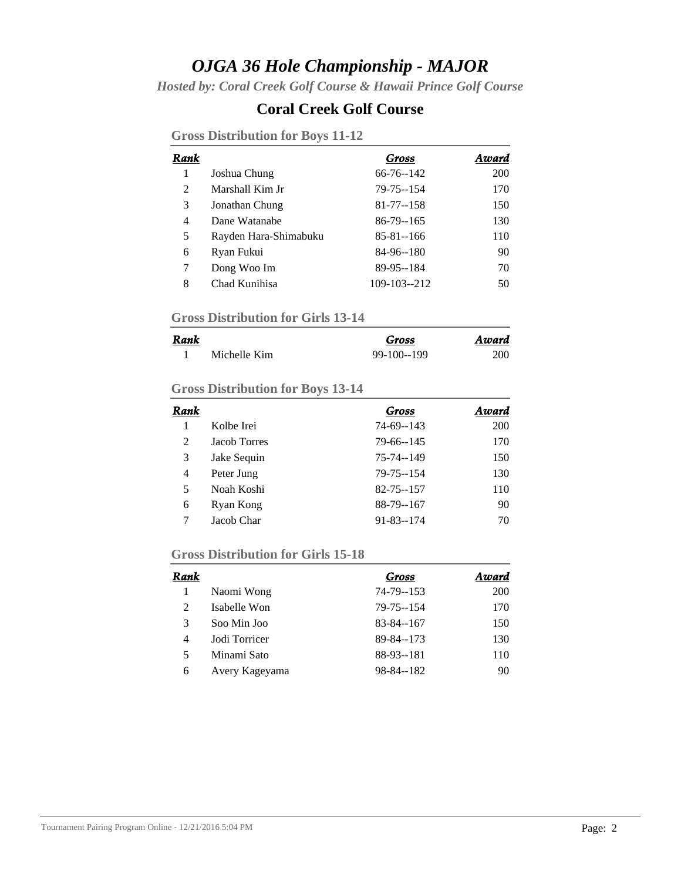# *OJGA 36 Hole Championship - MAJOR*

*Hosted by: Coral Creek Golf Course & Hawaii Prince Golf Course*

## Coral Creek Golf Course

### Gross Distribution for Boys 11-12

| Rank | | Gross | Award |
|---|---|---|---|
| 1 | Joshua Chung | 66-76--142 | 200 |
| 2 | Marshall Kim Jr | 79-75--154 | 170 |
| 3 | Jonathan Chung | 81-77--158 | 150 |
| 4 | Dane Watanabe | 86-79--165 | 130 |
| 5 | Rayden Hara-Shimabuku | 85-81--166 | 110 |
| 6 | Ryan Fukui | 84-96--180 | 90 |
| 7 | Dong Woo Im | 89-95--184 | 70 |
| 8 | Chad Kunihisa | 109-103--212 | 50 |

### Gross Distribution for Girls 13-14

| Rank | | Gross | Award |
|---|---|---|---|
| 1 | Michelle Kim | 99-100--199 | 200 |

### Gross Distribution for Boys 13-14

| Rank | | Gross | Award |
|---|---|---|---|
| 1 | Kolbe Irei | 74-69--143 | 200 |
| 2 | Jacob Torres | 79-66--145 | 170 |
| 3 | Jake Sequin | 75-74--149 | 150 |
| 4 | Peter Jung | 79-75--154 | 130 |
| 5 | Noah Koshi | 82-75--157 | 110 |
| 6 | Ryan Kong | 88-79--167 | 90 |
| 7 | Jacob Char | 91-83--174 | 70 |

### Gross Distribution for Girls 15-18

| Rank | | Gross | Award |
|---|---|---|---|
| 1 | Naomi Wong | 74-79--153 | 200 |
| 2 | Isabelle Won | 79-75--154 | 170 |
| 3 | Soo Min Joo | 83-84--167 | 150 |
| 4 | Jodi Torricer | 89-84--173 | 130 |
| 5 | Minami Sato | 88-93--181 | 110 |
| 6 | Avery Kageyama | 98-84--182 | 90 |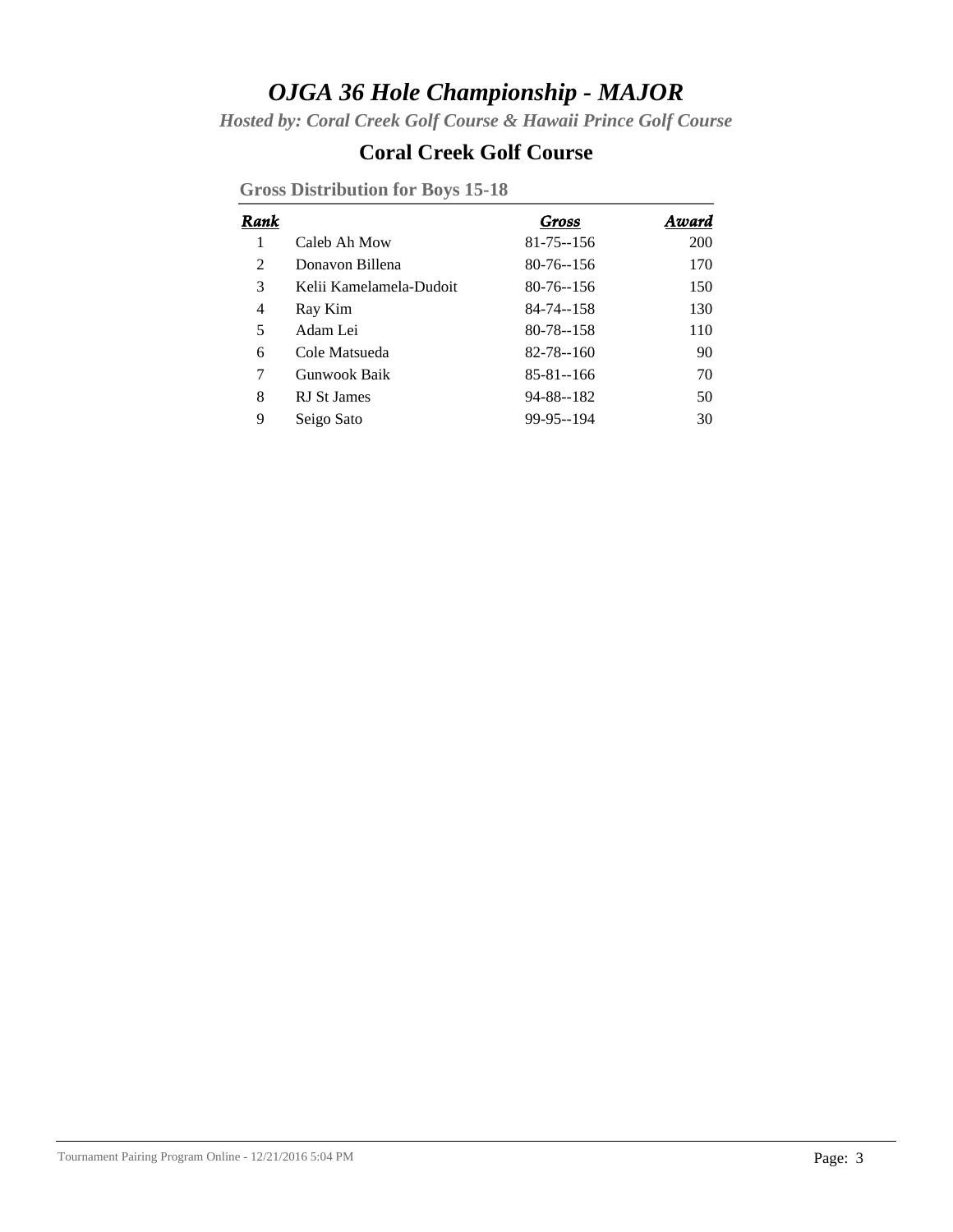# *OJGA 36 Hole Championship - MAJOR*

*Hosted by: Coral Creek Golf Course & Hawaii Prince Golf Course*

## Coral Creek Golf Course

### Gross Distribution for Boys 15-18

| Rank | | Gross | Award |
|---|---|---|---|
| 1 | Caleb Ah Mow | 81-75--156 | 200 |
| 2 | Donavon Billena | 80-76--156 | 170 |
| 3 | Kelii Kamelamela-Dudoit | 80-76--156 | 150 |
| 4 | Ray Kim | 84-74--158 | 130 |
| 5 | Adam Lei | 80-78--158 | 110 |
| 6 | Cole Matsueda | 82-78--160 | 90 |
| 7 | Gunwook Baik | 85-81--166 | 70 |
| 8 | RJ St James | 94-88--182 | 50 |
| 9 | Seigo Sato | 99-95--194 | 30 |

Tournament Pairing Program Online - 12/21/2016 5:04 PM